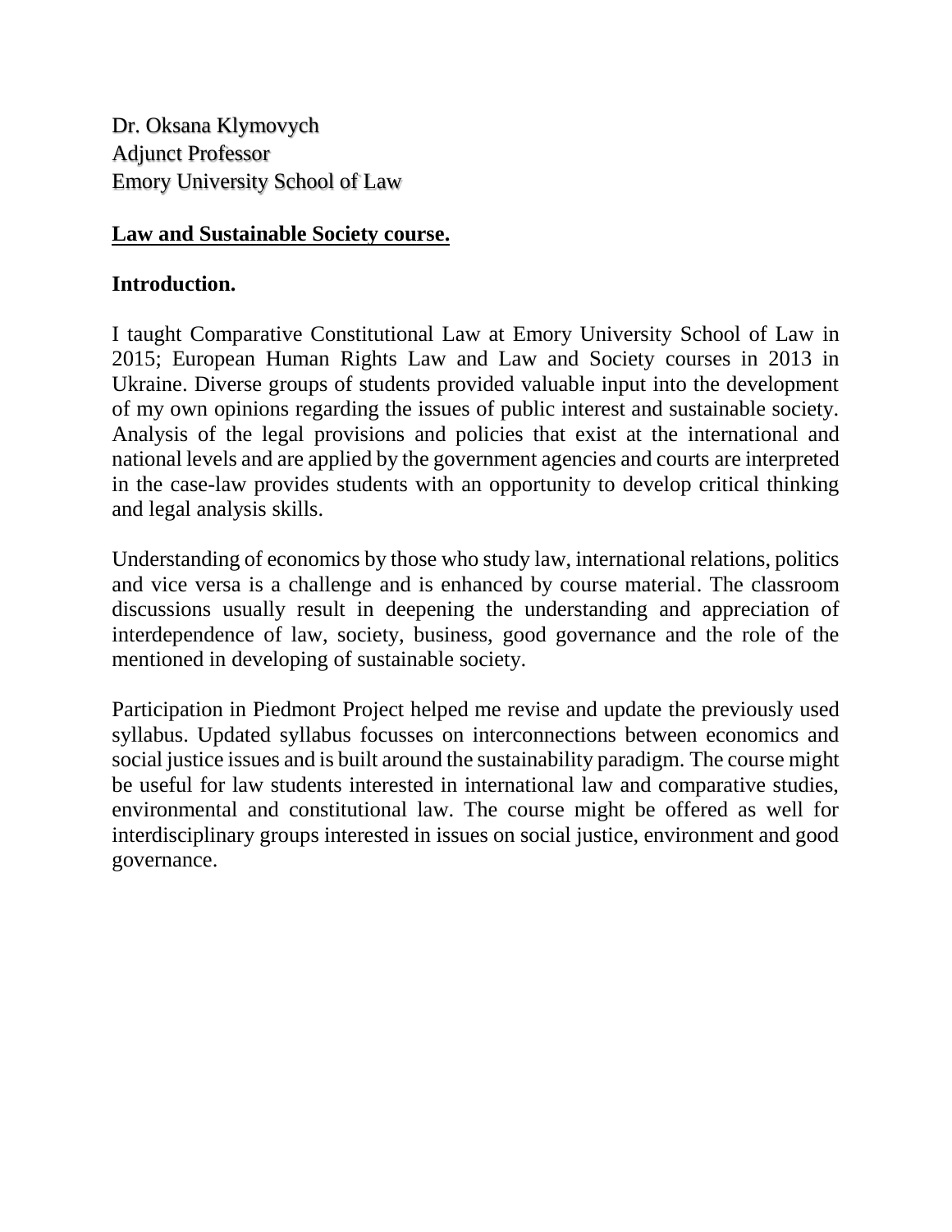Dr. Oksana Klymovych
Adjunct Professor
Emory University School of Law

## Law and Sustainable Society course.

### Introduction.

I taught Comparative Constitutional Law at Emory University School of Law in 2015; European Human Rights Law and Law and Society courses in 2013 in Ukraine. Diverse groups of students provided valuable input into the development of my own opinions regarding the issues of public interest and sustainable society. Analysis of the legal provisions and policies that exist at the international and national levels and are applied by the government agencies and courts are interpreted in the case-law provides students with an opportunity to develop critical thinking and legal analysis skills.

Understanding of economics by those who study law, international relations, politics and vice versa is a challenge and is enhanced by course material. The classroom discussions usually result in deepening the understanding and appreciation of interdependence of law, society, business, good governance and the role of the mentioned in developing of sustainable society.

Participation in Piedmont Project helped me revise and update the previously used syllabus. Updated syllabus focusses on interconnections between economics and social justice issues and is built around the sustainability paradigm. The course might be useful for law students interested in international law and comparative studies, environmental and constitutional law. The course might be offered as well for interdisciplinary groups interested in issues on social justice, environment and good governance.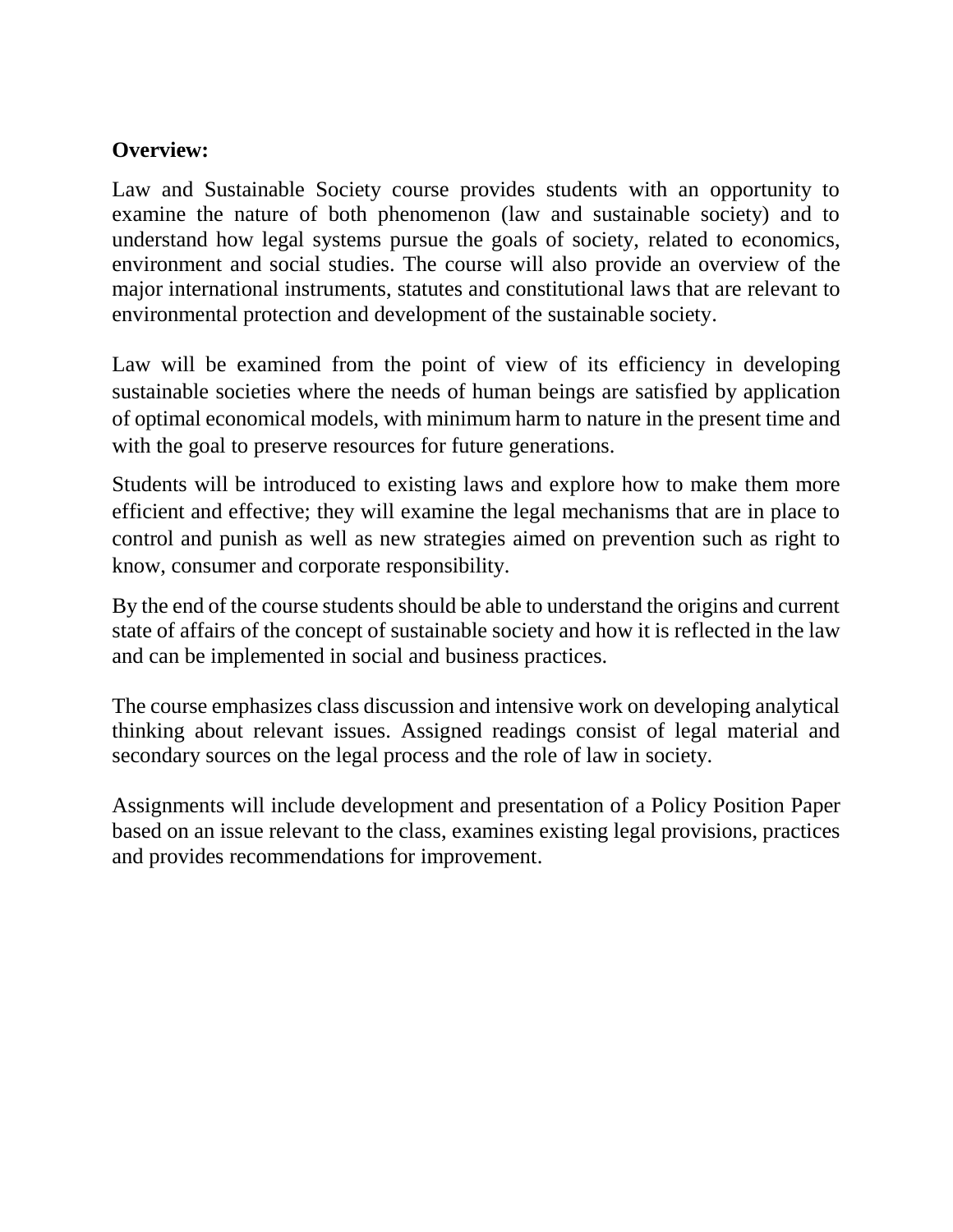**Overview:**

Law and Sustainable Society course provides students with an opportunity to examine the nature of both phenomenon (law and sustainable society) and to understand how legal systems pursue the goals of society, related to economics, environment and social studies. The course will also provide an overview of the major international instruments, statutes and constitutional laws that are relevant to environmental protection and development of the sustainable society.

Law will be examined from the point of view of its efficiency in developing sustainable societies where the needs of human beings are satisfied by application of optimal economical models, with minimum harm to nature in the present time and with the goal to preserve resources for future generations.

Students will be introduced to existing laws and explore how to make them more efficient and effective; they will examine the legal mechanisms that are in place to control and punish as well as new strategies aimed on prevention such as right to know, consumer and corporate responsibility.

By the end of the course students should be able to understand the origins and current state of affairs of the concept of sustainable society and how it is reflected in the law and can be implemented in social and business practices.

The course emphasizes class discussion and intensive work on developing analytical thinking about relevant issues. Assigned readings consist of legal material and secondary sources on the legal process and the role of law in society.

Assignments will include development and presentation of a Policy Position Paper based on an issue relevant to the class, examines existing legal provisions, practices and provides recommendations for improvement.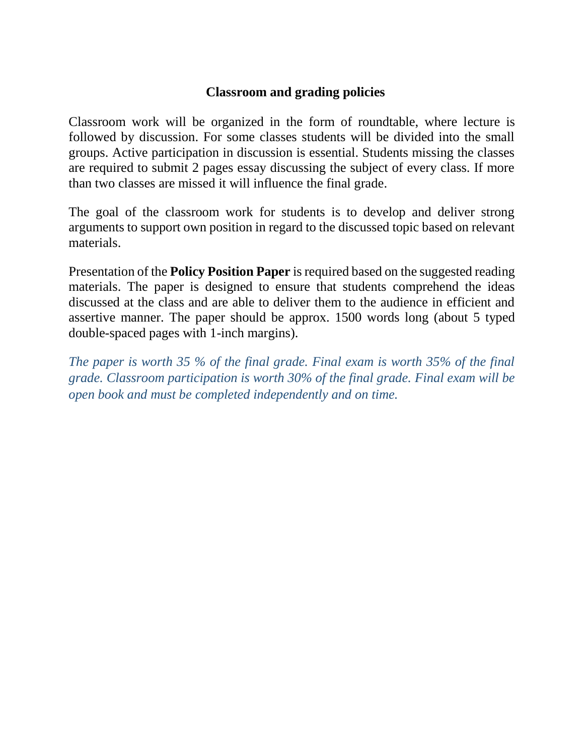## Classroom and grading policies

Classroom work will be organized in the form of roundtable, where lecture is followed by discussion. For some classes students will be divided into the small groups. Active participation in discussion is essential. Students missing the classes are required to submit 2 pages essay discussing the subject of every class. If more than two classes are missed it will influence the final grade.

The goal of the classroom work for students is to develop and deliver strong arguments to support own position in regard to the discussed topic based on relevant materials.

Presentation of the **Policy Position Paper** is required based on the suggested reading materials. The paper is designed to ensure that students comprehend the ideas discussed at the class and are able to deliver them to the audience in efficient and assertive manner. The paper should be approx. 1500 words long (about 5 typed double-spaced pages with 1-inch margins).

*The paper is worth 35 % of the final grade. Final exam is worth 35% of the final grade. Classroom participation is worth 30% of the final grade. Final exam will be open book and must be completed independently and on time.*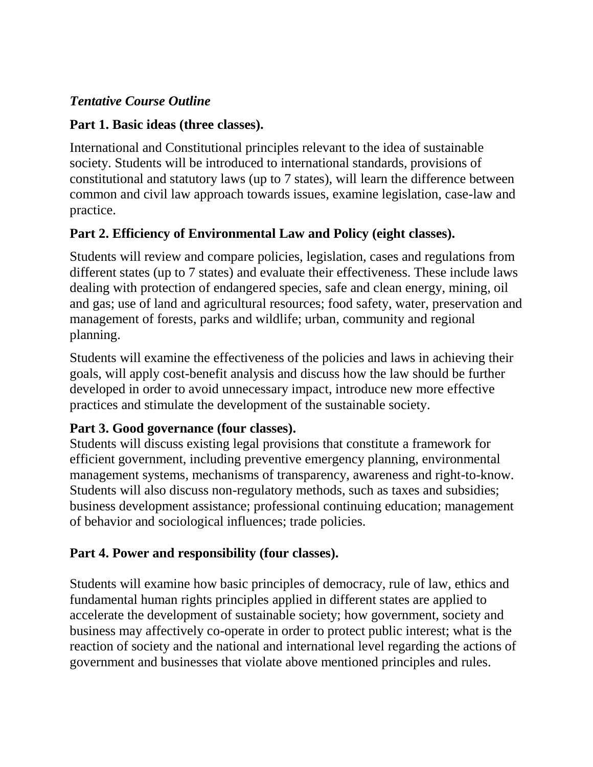***Tentative Course Outline***

### Part 1. Basic ideas (three classes).

International and Constitutional principles relevant to the idea of sustainable society. Students will be introduced to international standards, provisions of constitutional and statutory laws (up to 7 states), will learn the difference between common and civil law approach towards issues, examine legislation, case-law and practice.

### Part 2. Efficiency of Environmental Law and Policy (eight classes).

Students will review and compare policies, legislation, cases and regulations from different states (up to 7 states) and evaluate their effectiveness. These include laws dealing with protection of endangered species, safe and clean energy, mining, oil and gas; use of land and agricultural resources; food safety, water, preservation and management of forests, parks and wildlife; urban, community and regional planning.

Students will examine the effectiveness of the policies and laws in achieving their goals, will apply cost-benefit analysis and discuss how the law should be further developed in order to avoid unnecessary impact, introduce new more effective practices and stimulate the development of the sustainable society.

### Part 3. Good governance (four classes).

Students will discuss existing legal provisions that constitute a framework for efficient government, including preventive emergency planning, environmental management systems, mechanisms of transparency, awareness and right-to-know. Students will also discuss non-regulatory methods, such as taxes and subsidies; business development assistance; professional continuing education; management of behavior and sociological influences; trade policies.

### Part 4. Power and responsibility (four classes).

Students will examine how basic principles of democracy, rule of law, ethics and fundamental human rights principles applied in different states are applied to accelerate the development of sustainable society; how government, society and business may affectively co-operate in order to protect public interest; what is the reaction of society and the national and international level regarding the actions of government and businesses that violate above mentioned principles and rules.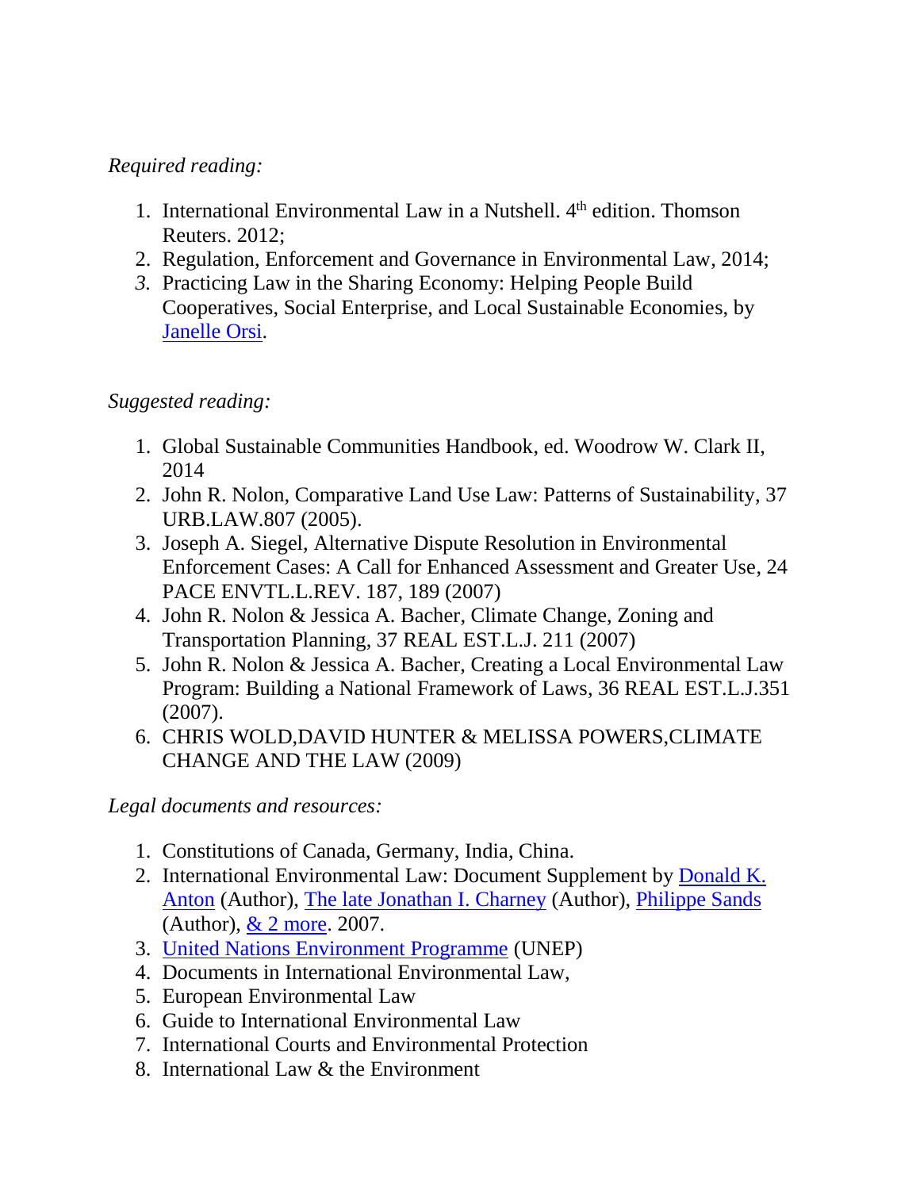*Required reading:*

1. International Environmental Law in a Nutshell. 4th edition. Thomson Reuters. 2012;
2. Regulation, Enforcement and Governance in Environmental Law, 2014;
3. Practicing Law in the Sharing Economy: Helping People Build Cooperatives, Social Enterprise, and Local Sustainable Economies, by Janelle Orsi.

*Suggested reading:*

1. Global Sustainable Communities Handbook, ed. Woodrow W. Clark II, 2014
2. John R. Nolon, Comparative Land Use Law: Patterns of Sustainability, 37 URB.LAW.807 (2005).
3. Joseph A. Siegel, Alternative Dispute Resolution in Environmental Enforcement Cases: A Call for Enhanced Assessment and Greater Use, 24 PACE ENVTL.L.REV. 187, 189 (2007)
4. John R. Nolon & Jessica A. Bacher, Climate Change, Zoning and Transportation Planning, 37 REAL EST.L.J. 211 (2007)
5. John R. Nolon & Jessica A. Bacher, Creating a Local Environmental Law Program: Building a National Framework of Laws, 36 REAL EST.L.J.351 (2007).
6. CHRIS WOLD,DAVID HUNTER & MELISSA POWERS,CLIMATE CHANGE AND THE LAW (2009)

*Legal documents and resources:*

1. Constitutions of Canada, Germany, India, China.
2. International Environmental Law: Document Supplement by Donald K. Anton (Author), The late Jonathan I. Charney (Author), Philippe Sands (Author), & 2 more. 2007.
3. United Nations Environment Programme (UNEP)
4. Documents in International Environmental Law,
5. European Environmental Law
6. Guide to International Environmental Law
7. International Courts and Environmental Protection
8. International Law & the Environment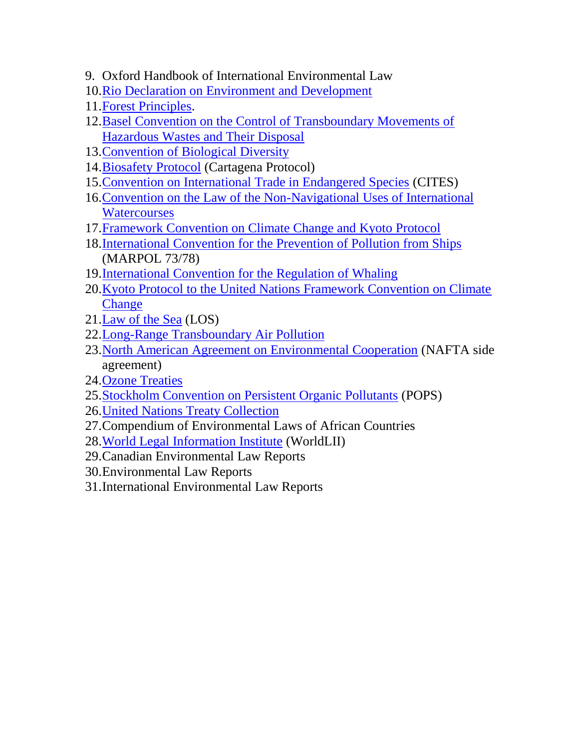9. Oxford Handbook of International Environmental Law
10. Rio Declaration on Environment and Development
11. Forest Principles.
12. Basel Convention on the Control of Transboundary Movements of Hazardous Wastes and Their Disposal
13. Convention of Biological Diversity
14. Biosafety Protocol (Cartagena Protocol)
15. Convention on International Trade in Endangered Species (CITES)
16. Convention on the Law of the Non-Navigational Uses of International Watercourses
17. Framework Convention on Climate Change and Kyoto Protocol
18. International Convention for the Prevention of Pollution from Ships (MARPOL 73/78)
19. International Convention for the Regulation of Whaling
20. Kyoto Protocol to the United Nations Framework Convention on Climate Change
21. Law of the Sea (LOS)
22. Long-Range Transboundary Air Pollution
23. North American Agreement on Environmental Cooperation (NAFTA side agreement)
24. Ozone Treaties
25. Stockholm Convention on Persistent Organic Pollutants (POPS)
26. United Nations Treaty Collection
27. Compendium of Environmental Laws of African Countries
28. World Legal Information Institute (WorldLII)
29. Canadian Environmental Law Reports
30. Environmental Law Reports
31. International Environmental Law Reports